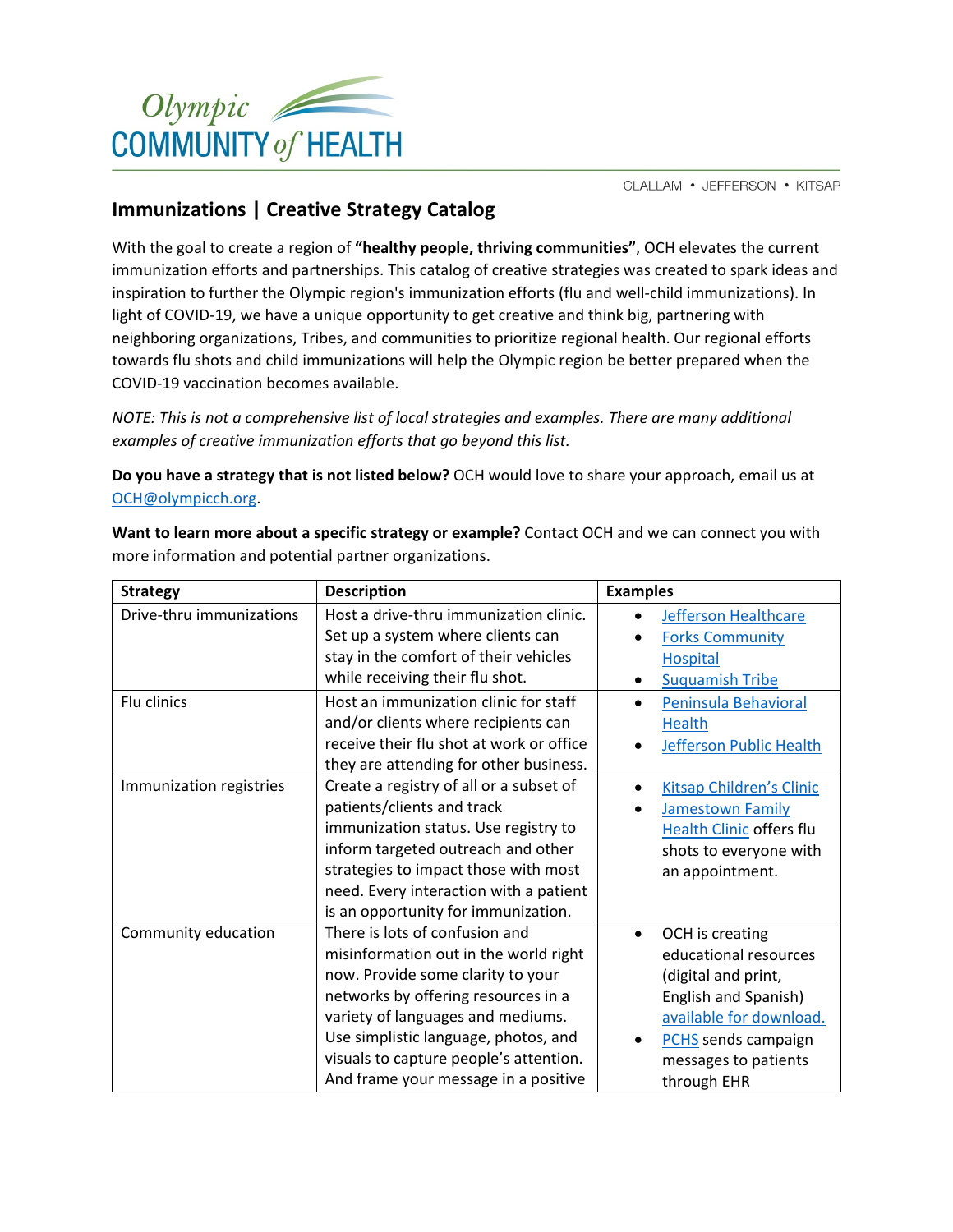Olympic COMMUNITY of HEALTH

CLALLAM • JEFFERSON • KITSAP

## Immunizations | Creative Strategy Catalog

With the goal to create a region of **"healthy people, thriving communities"**, OCH elevates the current immunization efforts and partnerships. This catalog of creative strategies was created to spark ideas and inspiration to further the Olympic region's immunization efforts (flu and well-child immunizations). In light of COVID-19, we have a unique opportunity to get creative and think big, partnering with neighboring organizations, Tribes, and communities to prioritize regional health. Our regional efforts towards flu shots and child immunizations will help the Olympic region be better prepared when the COVID-19 vaccination becomes available.

*NOTE: This is not a comprehensive list of local strategies and examples. There are many additional examples of creative immunization efforts that go beyond this list.*

**Do you have a strategy that is not listed below?** OCH would love to share your approach, email us at OCH@olympicch.org.

**Want to learn more about a specific strategy or example?** Contact OCH and we can connect you with more information and potential partner organizations.

| Strategy | Description | Examples |
|---|---|---|
| Drive-thru immunizations | Host a drive-thru immunization clinic. Set up a system where clients can stay in the comfort of their vehicles while receiving their flu shot. | • Jefferson Healthcare<br>• Forks Community Hospital<br>• Suquamish Tribe |
| Flu clinics | Host an immunization clinic for staff and/or clients where recipients can receive their flu shot at work or office they are attending for other business. | • Peninsula Behavioral Health<br>• Jefferson Public Health |
| Immunization registries | Create a registry of all or a subset of patients/clients and track immunization status. Use registry to inform targeted outreach and other strategies to impact those with most need. Every interaction with a patient is an opportunity for immunization. | • Kitsap Children's Clinic<br>• Jamestown Family Health Clinic offers flu shots to everyone with an appointment. |
| Community education | There is lots of confusion and misinformation out in the world right now. Provide some clarity to your networks by offering resources in a variety of languages and mediums. Use simplistic language, photos, and visuals to capture people's attention. And frame your message in a positive | • OCH is creating educational resources (digital and print, English and Spanish) available for download.<br>• PCHS sends campaign messages to patients through EHR |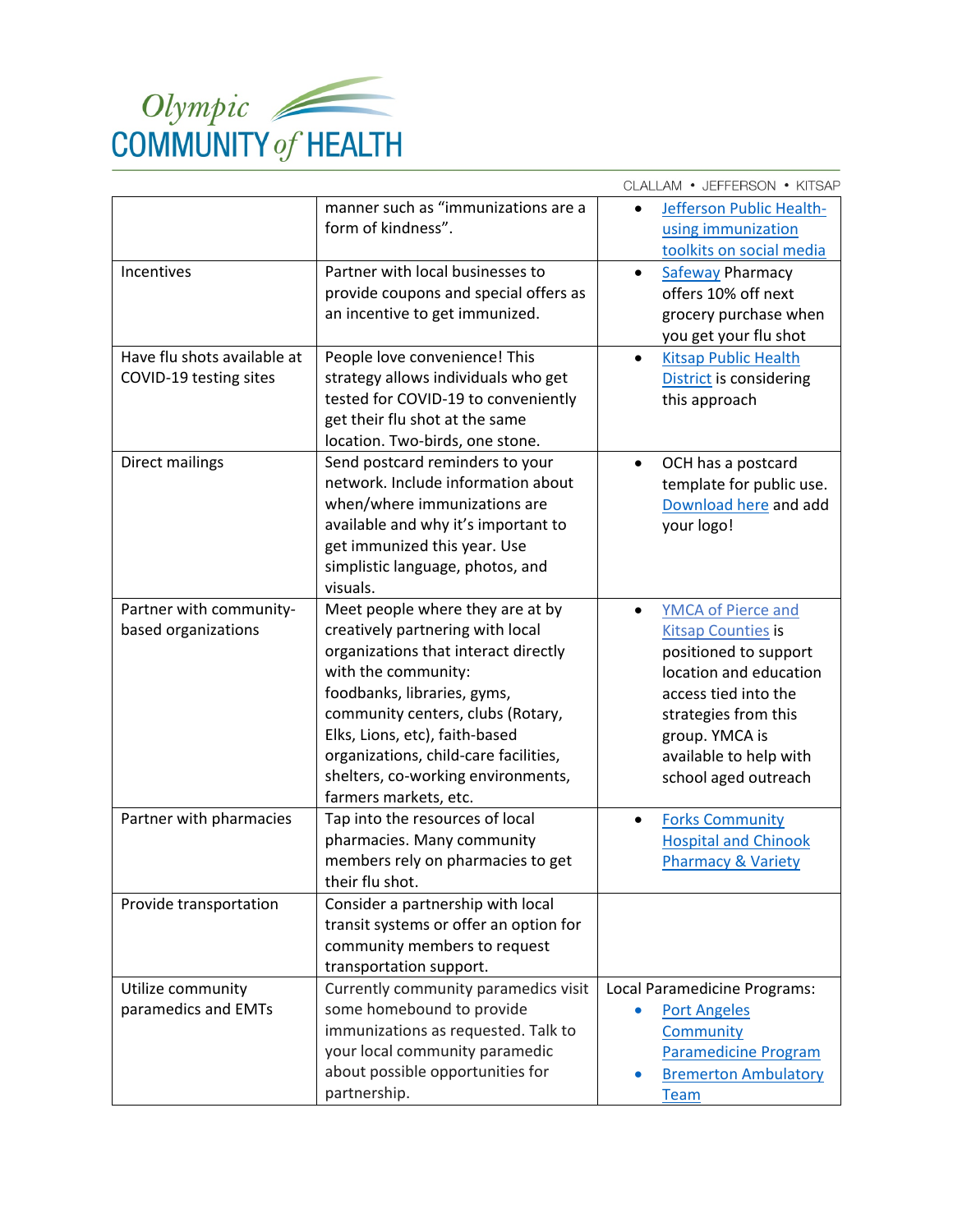| | | |
|---|---|---|
| | manner such as "immunizations are a form of kindness". | • Jefferson Public Health- using immunization toolkits on social media |
| Incentives | Partner with local businesses to provide coupons and special offers as an incentive to get immunized. | • Safeway Pharmacy offers 10% off next grocery purchase when you get your flu shot |
| Have flu shots available at COVID-19 testing sites | People love convenience! This strategy allows individuals who get tested for COVID-19 to conveniently get their flu shot at the same location. Two-birds, one stone. | • Kitsap Public Health District is considering this approach |
| Direct mailings | Send postcard reminders to your network. Include information about when/where immunizations are available and why it's important to get immunized this year. Use simplistic language, photos, and visuals. | • OCH has a postcard template for public use. Download here and add your logo! |
| Partner with community-based organizations | Meet people where they are at by creatively partnering with local organizations that interact directly with the community: foodbanks, libraries, gyms, community centers, clubs (Rotary, Elks, Lions, etc), faith-based organizations, child-care facilities, shelters, co-working environments, farmers markets, etc. | • YMCA of Pierce and Kitsap Counties is positioned to support location and education access tied into the strategies from this group. YMCA is available to help with school aged outreach |
| Partner with pharmacies | Tap into the resources of local pharmacies. Many community members rely on pharmacies to get their flu shot. | • Forks Community Hospital and Chinook Pharmacy & Variety |
| Provide transportation | Consider a partnership with local transit systems or offer an option for community members to request transportation support. | |
| Utilize community paramedics and EMTs | Currently community paramedics visit some homebound to provide immunizations as requested. Talk to your local community paramedic about possible opportunities for partnership. | Local Paramedicine Programs: • Port Angeles Community Paramedicine Program • Bremerton Ambulatory Team |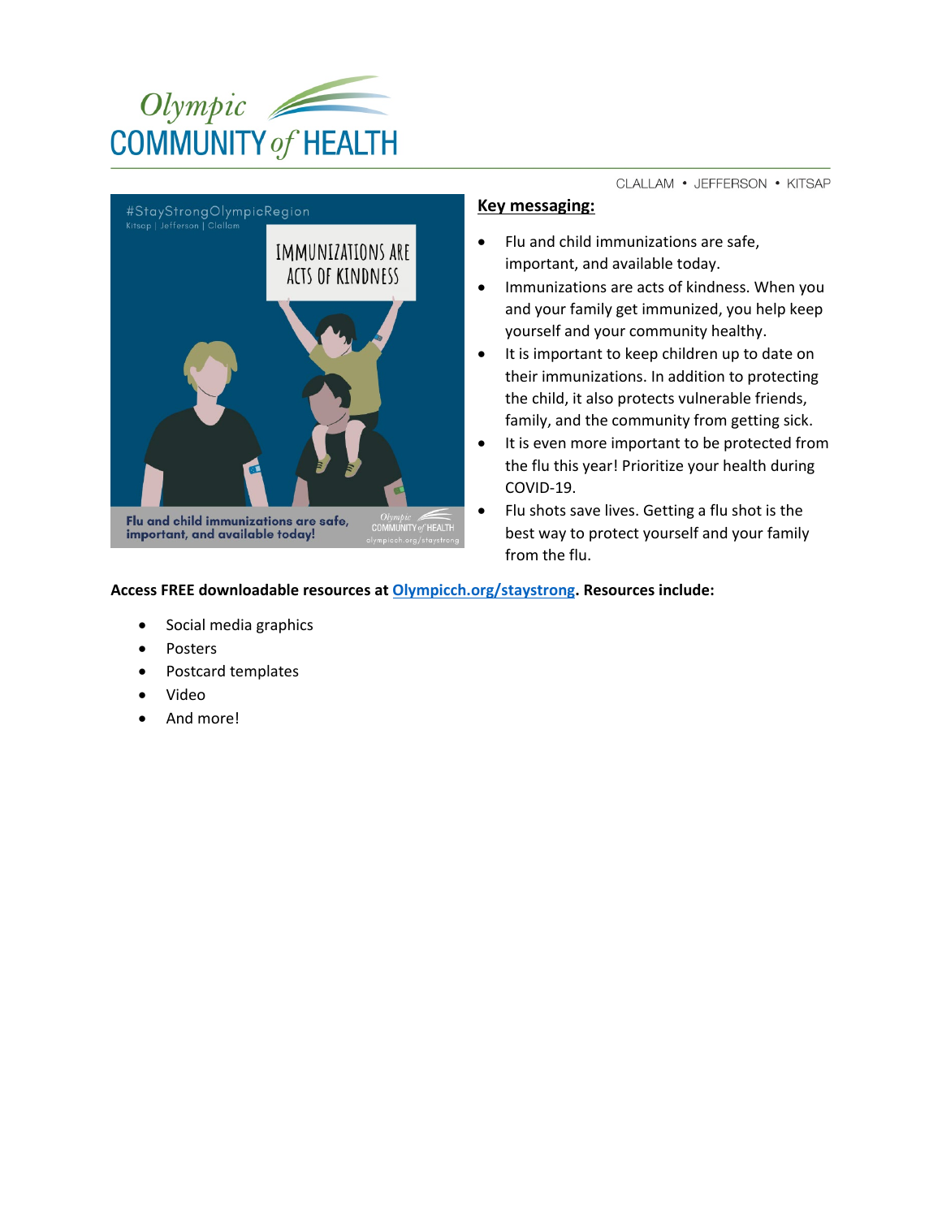CLALLAM • JEFFERSON • KITSAP

#StayStrongOlympicRegion
Kitsap | Jefferson | Clallam

IMMUNIZATIONS ARE ACTS OF KINDNESS

Flu and child immunizations are safe, important, and available today!

olympicch.org/staystrong

**Key messaging:**

- Flu and child immunizations are safe, important, and available today.
- Immunizations are acts of kindness. When you and your family get immunized, you help keep yourself and your community healthy.
- It is important to keep children up to date on their immunizations. In addition to protecting the child, it also protects vulnerable friends, family, and the community from getting sick.
- It is even more important to be protected from the flu this year! Prioritize your health during COVID-19.
- Flu shots save lives. Getting a flu shot is the best way to protect yourself and your family from the flu.

**Access FREE downloadable resources at Olympicch.org/staystrong. Resources include:**

- Social media graphics
- Posters
- Postcard templates
- Video
- And more!